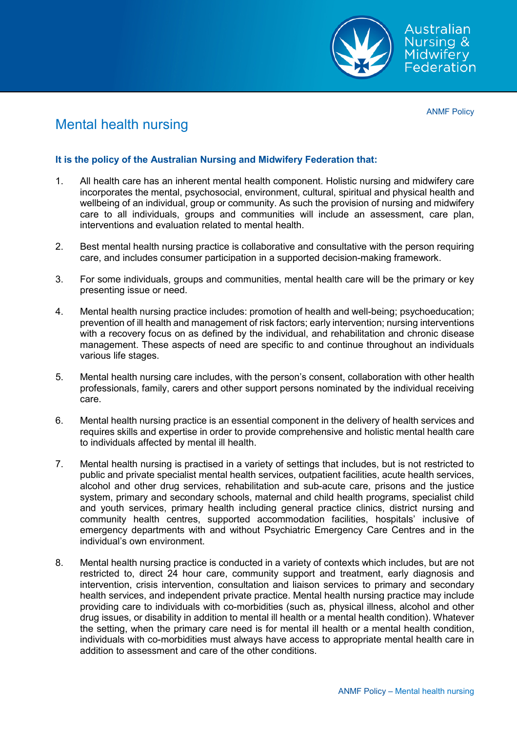ANMF Policy

# Mental health nursing

**It is the policy of the Australian Nursing and Midwifery Federation that:**

1. All health care has an inherent mental health component. Holistic nursing and midwifery care incorporates the mental, psychosocial, environment, cultural, spiritual and physical health and wellbeing of an individual, group or community. As such the provision of nursing and midwifery care to all individuals, groups and communities will include an assessment, care plan, interventions and evaluation related to mental health.

2. Best mental health nursing practice is collaborative and consultative with the person requiring care, and includes consumer participation in a supported decision-making framework.

3. For some individuals, groups and communities, mental health care will be the primary or key presenting issue or need.

4. Mental health nursing practice includes: promotion of health and well-being; psychoeducation; prevention of ill health and management of risk factors; early intervention; nursing interventions with a recovery focus on as defined by the individual, and rehabilitation and chronic disease management. These aspects of need are specific to and continue throughout an individuals various life stages.

5. Mental health nursing care includes, with the person's consent, collaboration with other health professionals, family, carers and other support persons nominated by the individual receiving care.

6. Mental health nursing practice is an essential component in the delivery of health services and requires skills and expertise in order to provide comprehensive and holistic mental health care to individuals affected by mental ill health.

7. Mental health nursing is practised in a variety of settings that includes, but is not restricted to public and private specialist mental health services, outpatient facilities, acute health services, alcohol and other drug services, rehabilitation and sub-acute care, prisons and the justice system, primary and secondary schools, maternal and child health programs, specialist child and youth services, primary health including general practice clinics, district nursing and community health centres, supported accommodation facilities, hospitals' inclusive of emergency departments with and without Psychiatric Emergency Care Centres and in the individual's own environment.

8. Mental health nursing practice is conducted in a variety of contexts which includes, but are not restricted to, direct 24 hour care, community support and treatment, early diagnosis and intervention, crisis intervention, consultation and liaison services to primary and secondary health services, and independent private practice. Mental health nursing practice may include providing care to individuals with co-morbidities (such as, physical illness, alcohol and other drug issues, or disability in addition to mental ill health or a mental health condition). Whatever the setting, when the primary care need is for mental ill health or a mental health condition, individuals with co-morbidities must always have access to appropriate mental health care in addition to assessment and care of the other conditions.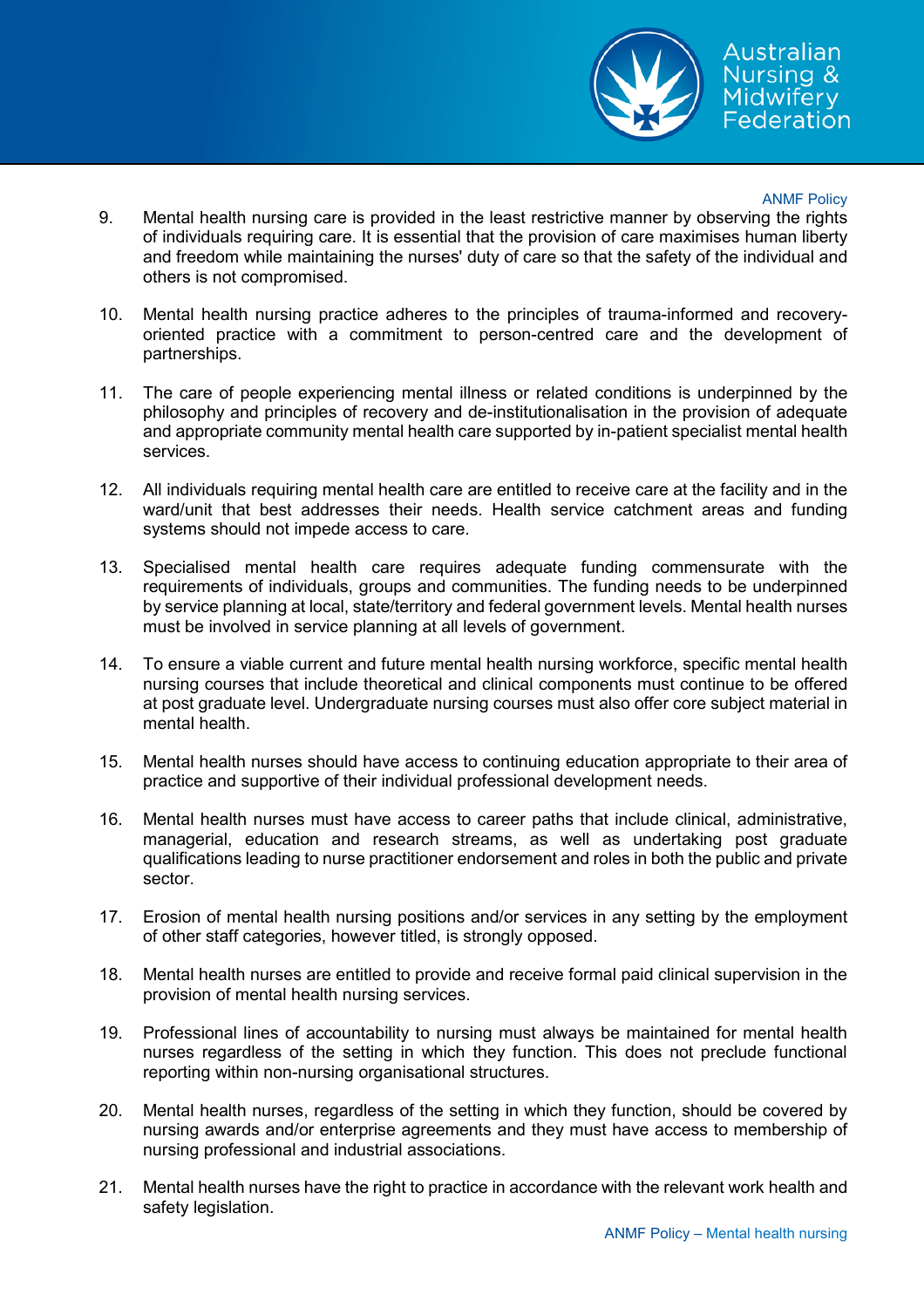9. Mental health nursing care is provided in the least restrictive manner by observing the rights of individuals requiring care. It is essential that the provision of care maximises human liberty and freedom while maintaining the nurses' duty of care so that the safety of the individual and others is not compromised.

10. Mental health nursing practice adheres to the principles of trauma-informed and recovery-oriented practice with a commitment to person-centred care and the development of partnerships.

11. The care of people experiencing mental illness or related conditions is underpinned by the philosophy and principles of recovery and de-institutionalisation in the provision of adequate and appropriate community mental health care supported by in-patient specialist mental health services.

12. All individuals requiring mental health care are entitled to receive care at the facility and in the ward/unit that best addresses their needs. Health service catchment areas and funding systems should not impede access to care.

13. Specialised mental health care requires adequate funding commensurate with the requirements of individuals, groups and communities. The funding needs to be underpinned by service planning at local, state/territory and federal government levels. Mental health nurses must be involved in service planning at all levels of government.

14. To ensure a viable current and future mental health nursing workforce, specific mental health nursing courses that include theoretical and clinical components must continue to be offered at post graduate level. Undergraduate nursing courses must also offer core subject material in mental health.

15. Mental health nurses should have access to continuing education appropriate to their area of practice and supportive of their individual professional development needs.

16. Mental health nurses must have access to career paths that include clinical, administrative, managerial, education and research streams, as well as undertaking post graduate qualifications leading to nurse practitioner endorsement and roles in both the public and private sector.

17. Erosion of mental health nursing positions and/or services in any setting by the employment of other staff categories, however titled, is strongly opposed.

18. Mental health nurses are entitled to provide and receive formal paid clinical supervision in the provision of mental health nursing services.

19. Professional lines of accountability to nursing must always be maintained for mental health nurses regardless of the setting in which they function. This does not preclude functional reporting within non-nursing organisational structures.

20. Mental health nurses, regardless of the setting in which they function, should be covered by nursing awards and/or enterprise agreements and they must have access to membership of nursing professional and industrial associations.

21. Mental health nurses have the right to practice in accordance with the relevant work health and safety legislation.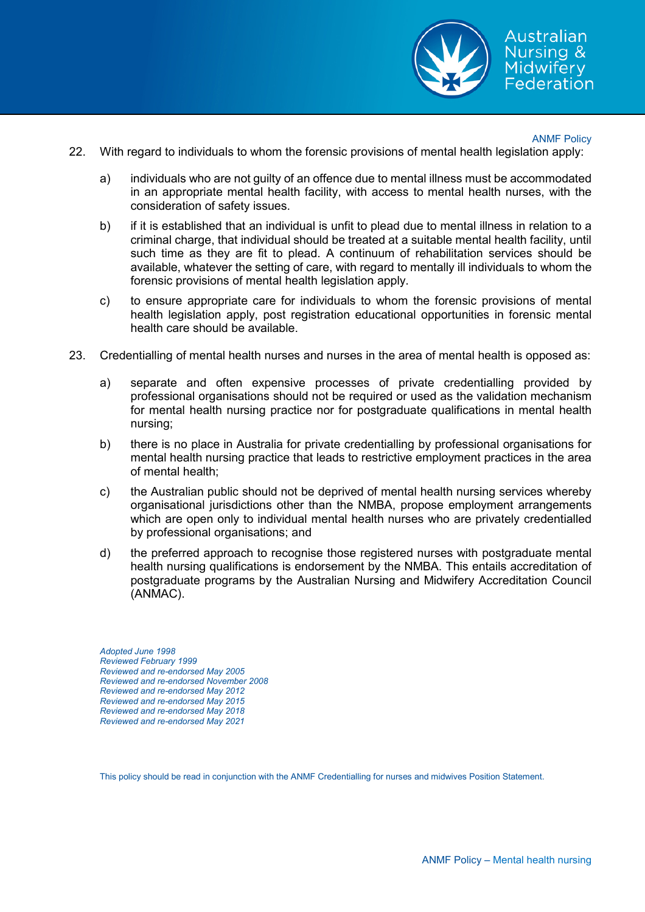22. With regard to individuals to whom the forensic provisions of mental health legislation apply:

    a) individuals who are not guilty of an offence due to mental illness must be accommodated in an appropriate mental health facility, with access to mental health nurses, with the consideration of safety issues.

    b) if it is established that an individual is unfit to plead due to mental illness in relation to a criminal charge, that individual should be treated at a suitable mental health facility, until such time as they are fit to plead. A continuum of rehabilitation services should be available, whatever the setting of care, with regard to mentally ill individuals to whom the forensic provisions of mental health legislation apply.

    c) to ensure appropriate care for individuals to whom the forensic provisions of mental health legislation apply, post registration educational opportunities in forensic mental health care should be available.

23. Credentialling of mental health nurses and nurses in the area of mental health is opposed as:

    a) separate and often expensive processes of private credentialling provided by professional organisations should not be required or used as the validation mechanism for mental health nursing practice nor for postgraduate qualifications in mental health nursing;

    b) there is no place in Australia for private credentialling by professional organisations for mental health nursing practice that leads to restrictive employment practices in the area of mental health;

    c) the Australian public should not be deprived of mental health nursing services whereby organisational jurisdictions other than the NMBA, propose employment arrangements which are open only to individual mental health nurses who are privately credentialled by professional organisations; and

    d) the preferred approach to recognise those registered nurses with postgraduate mental health nursing qualifications is endorsement by the NMBA. This entails accreditation of postgraduate programs by the Australian Nursing and Midwifery Accreditation Council (ANMAC).

*Adopted June 1998*
*Reviewed February 1999*
*Reviewed and re-endorsed May 2005*
*Reviewed and re-endorsed November 2008*
*Reviewed and re-endorsed May 2012*
*Reviewed and re-endorsed May 2015*
*Reviewed and re-endorsed May 2018*
*Reviewed and re-endorsed May 2021*

This policy should be read in conjunction with the ANMF Credentialling for nurses and midwives Position Statement.